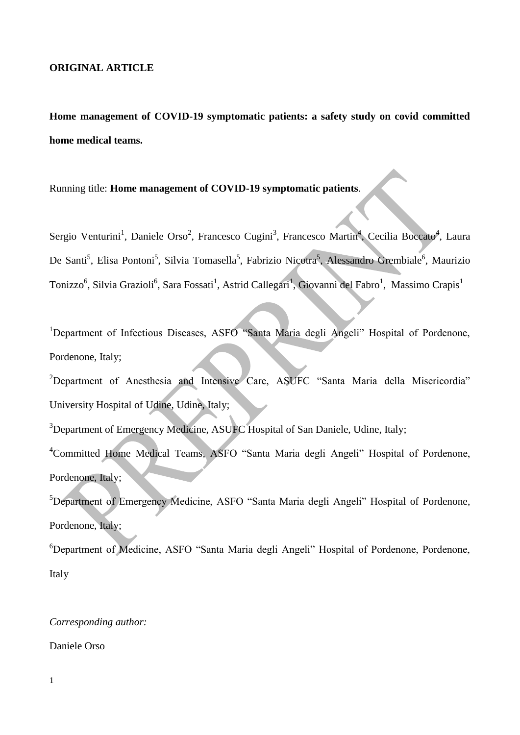**ORIGINAL ARTICLE**

# Home management of COVID-19 symptomatic patients: a safety study on covid committed home medical teams.

Running title: **Home management of COVID-19 symptomatic patients**.

Sergio Venturini[1], Daniele Orso[2], Francesco Cugini[3], Francesco Martin[4], Cecilia Boccato[4], Laura De Santi[5], Elisa Pontoni[5], Silvia Tomasella[5], Fabrizio Nicotra[5], Alessandro Grembiale[6], Maurizio Tonizzo[6], Silvia Grazioli[6], Sara Fossati[1], Astrid Callegari[1], Giovanni del Fabro[1], Massimo Crapis[1]

[1]Department of Infectious Diseases, ASFO "Santa Maria degli Angeli" Hospital of Pordenone, Pordenone, Italy;

[2]Department of Anesthesia and Intensive Care, ASUFC "Santa Maria della Misericordia" University Hospital of Udine, Udine, Italy;

[3]Department of Emergency Medicine, ASUFC Hospital of San Daniele, Udine, Italy;

[4]Committed Home Medical Teams, ASFO "Santa Maria degli Angeli" Hospital of Pordenone, Pordenone, Italy;

[5]Department of Emergency Medicine, ASFO "Santa Maria degli Angeli" Hospital of Pordenone, Pordenone, Italy;

[6]Department of Medicine, ASFO "Santa Maria degli Angeli" Hospital of Pordenone, Pordenone, Italy

*Corresponding author:*

Daniele Orso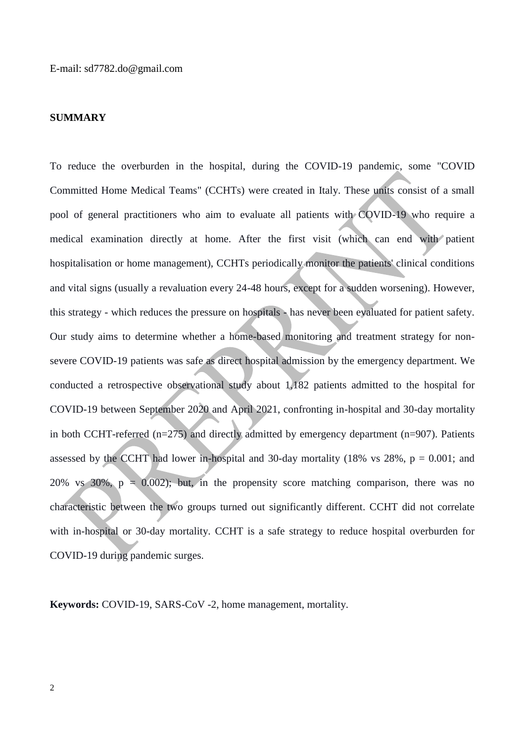E-mail: sd7782.do@gmail.com

## SUMMARY

To reduce the overburden in the hospital, during the COVID-19 pandemic, some "COVID Committed Home Medical Teams" (CCHTs) were created in Italy. These units consist of a small pool of general practitioners who aim to evaluate all patients with COVID-19 who require a medical examination directly at home. After the first visit (which can end with patient hospitalisation or home management), CCHTs periodically monitor the patients' clinical conditions and vital signs (usually a revaluation every 24-48 hours, except for a sudden worsening). However, this strategy - which reduces the pressure on hospitals - has never been evaluated for patient safety. Our study aims to determine whether a home-based monitoring and treatment strategy for non-severe COVID-19 patients was safe as direct hospital admission by the emergency department. We conducted a retrospective observational study about 1,182 patients admitted to the hospital for COVID-19 between September 2020 and April 2021, confronting in-hospital and 30-day mortality in both CCHT-referred (n=275) and directly admitted by emergency department (n=907). Patients assessed by the CCHT had lower in-hospital and 30-day mortality (18% vs 28%, $p = 0.001$; and 20% vs 30%, $p = 0.002$); but, in the propensity score matching comparison, there was no characteristic between the two groups turned out significantly different. CCHT did not correlate with in-hospital or 30-day mortality. CCHT is a safe strategy to reduce hospital overburden for COVID-19 during pandemic surges.

**Keywords:** COVID-19, SARS-CoV -2, home management, mortality.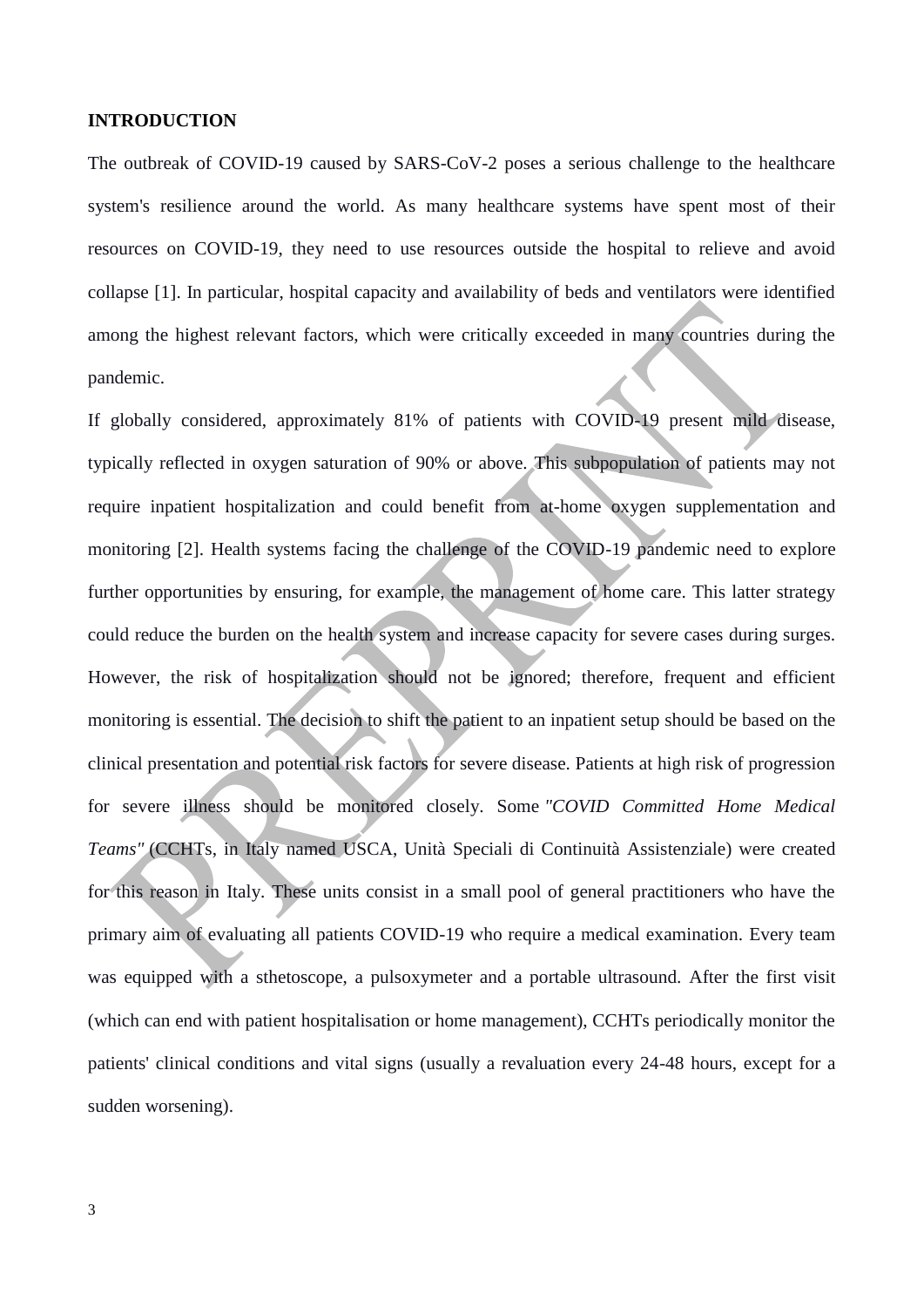**INTRODUCTION**

The outbreak of COVID-19 caused by SARS-CoV-2 poses a serious challenge to the healthcare system's resilience around the world. As many healthcare systems have spent most of their resources on COVID-19, they need to use resources outside the hospital to relieve and avoid collapse [1]. In particular, hospital capacity and availability of beds and ventilators were identified among the highest relevant factors, which were critically exceeded in many countries during the pandemic.

If globally considered, approximately 81% of patients with COVID-19 present mild disease, typically reflected in oxygen saturation of 90% or above. This subpopulation of patients may not require inpatient hospitalization and could benefit from at-home oxygen supplementation and monitoring [2]. Health systems facing the challenge of the COVID-19 pandemic need to explore further opportunities by ensuring, for example, the management of home care. This latter strategy could reduce the burden on the health system and increase capacity for severe cases during surges. However, the risk of hospitalization should not be ignored; therefore, frequent and efficient monitoring is essential. The decision to shift the patient to an inpatient setup should be based on the clinical presentation and potential risk factors for severe disease. Patients at high risk of progression for severe illness should be monitored closely. Some *"COVID Committed Home Medical Teams"* (CCHTs, in Italy named USCA, Unità Speciali di Continuità Assistenziale) were created for this reason in Italy. These units consist in a small pool of general practitioners who have the primary aim of evaluating all patients COVID-19 who require a medical examination. Every team was equipped with a sthetoscope, a pulsoxymeter and a portable ultrasound. After the first visit (which can end with patient hospitalisation or home management), CCHTs periodically monitor the patients' clinical conditions and vital signs (usually a revaluation every 24-48 hours, except for a sudden worsening).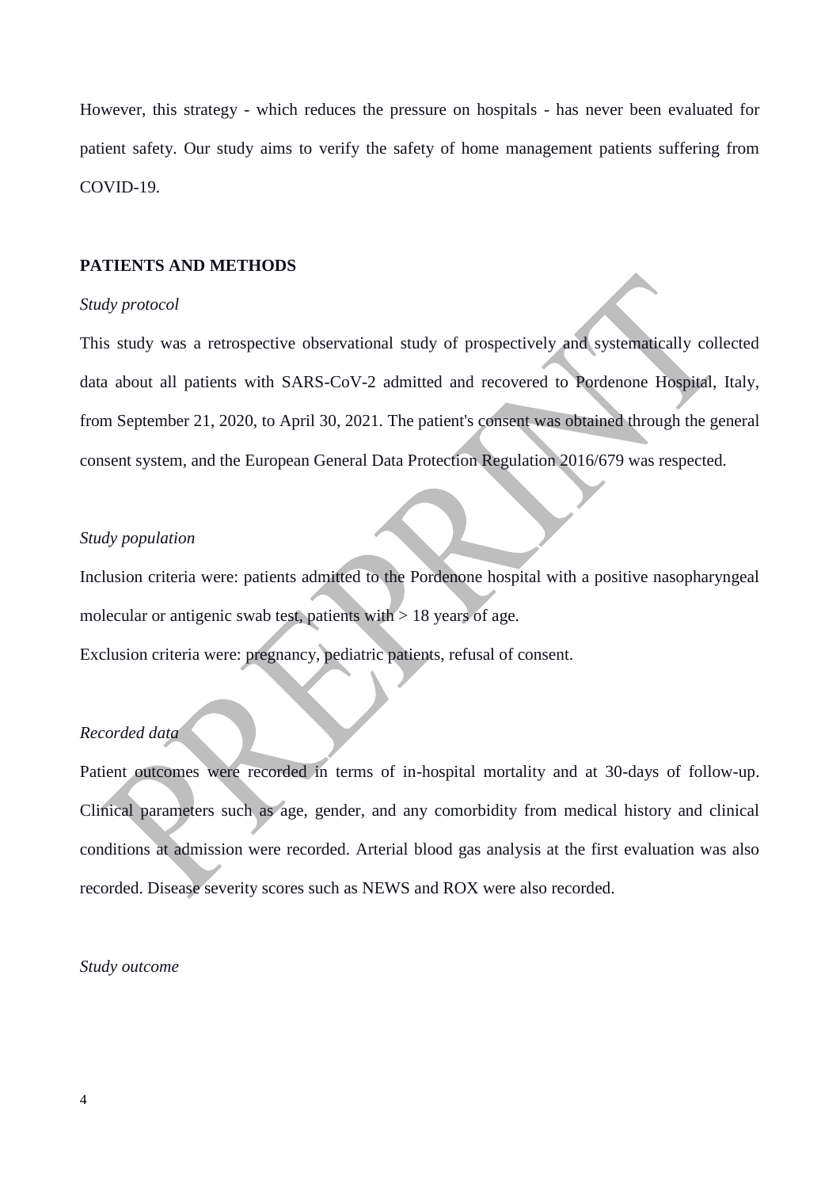However, this strategy - which reduces the pressure on hospitals - has never been evaluated for patient safety. Our study aims to verify the safety of home management patients suffering from COVID-19.

## PATIENTS AND METHODS

*Study protocol*

This study was a retrospective observational study of prospectively and systematically collected data about all patients with SARS-CoV-2 admitted and recovered to Pordenone Hospital, Italy, from September 21, 2020, to April 30, 2021. The patient's consent was obtained through the general consent system, and the European General Data Protection Regulation 2016/679 was respected.

*Study population*

Inclusion criteria were: patients admitted to the Pordenone hospital with a positive nasopharyngeal molecular or antigenic swab test, patients with > 18 years of age.

Exclusion criteria were: pregnancy, pediatric patients, refusal of consent.

*Recorded data*

Patient outcomes were recorded in terms of in-hospital mortality and at 30-days of follow-up. Clinical parameters such as age, gender, and any comorbidity from medical history and clinical conditions at admission were recorded. Arterial blood gas analysis at the first evaluation was also recorded. Disease severity scores such as NEWS and ROX were also recorded.

*Study outcome*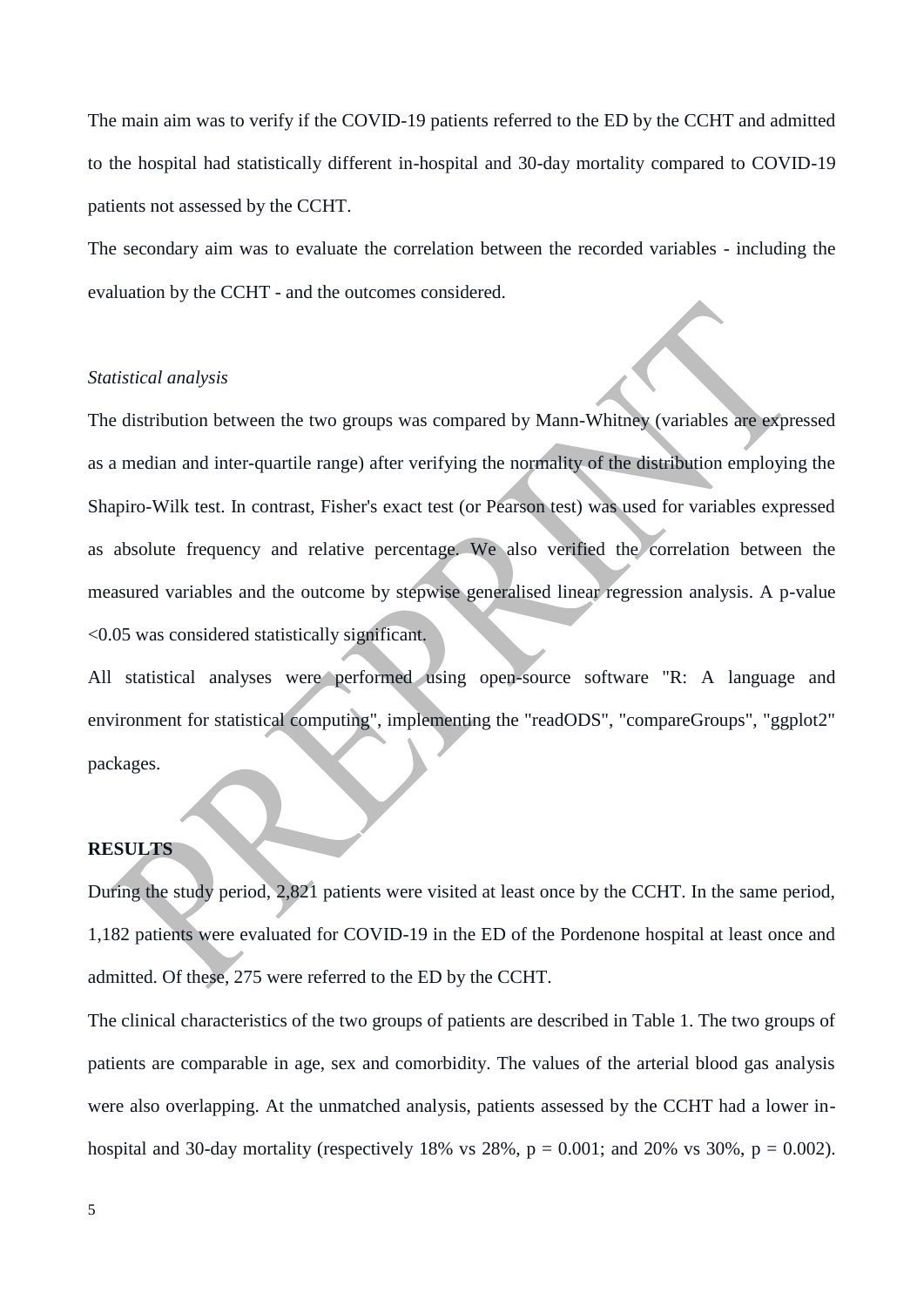The main aim was to verify if the COVID-19 patients referred to the ED by the CCHT and admitted to the hospital had statistically different in-hospital and 30-day mortality compared to COVID-19 patients not assessed by the CCHT.

The secondary aim was to evaluate the correlation between the recorded variables - including the evaluation by the CCHT - and the outcomes considered.

*Statistical analysis*

The distribution between the two groups was compared by Mann-Whitney (variables are expressed as a median and inter-quartile range) after verifying the normality of the distribution employing the Shapiro-Wilk test. In contrast, Fisher's exact test (or Pearson test) was used for variables expressed as absolute frequency and relative percentage. We also verified the correlation between the measured variables and the outcome by stepwise generalised linear regression analysis. A p-value <0.05 was considered statistically significant.

All statistical analyses were performed using open-source software "R: A language and environment for statistical computing", implementing the "readODS", "compareGroups", "ggplot2" packages.

**RESULTS**

During the study period, 2,821 patients were visited at least once by the CCHT. In the same period, 1,182 patients were evaluated for COVID-19 in the ED of the Pordenone hospital at least once and admitted. Of these, 275 were referred to the ED by the CCHT.

The clinical characteristics of the two groups of patients are described in Table 1. The two groups of patients are comparable in age, sex and comorbidity. The values of the arterial blood gas analysis were also overlapping. At the unmatched analysis, patients assessed by the CCHT had a lower in-hospital and 30-day mortality (respectively 18% vs 28%, p = 0.001; and 20% vs 30%, p = 0.002).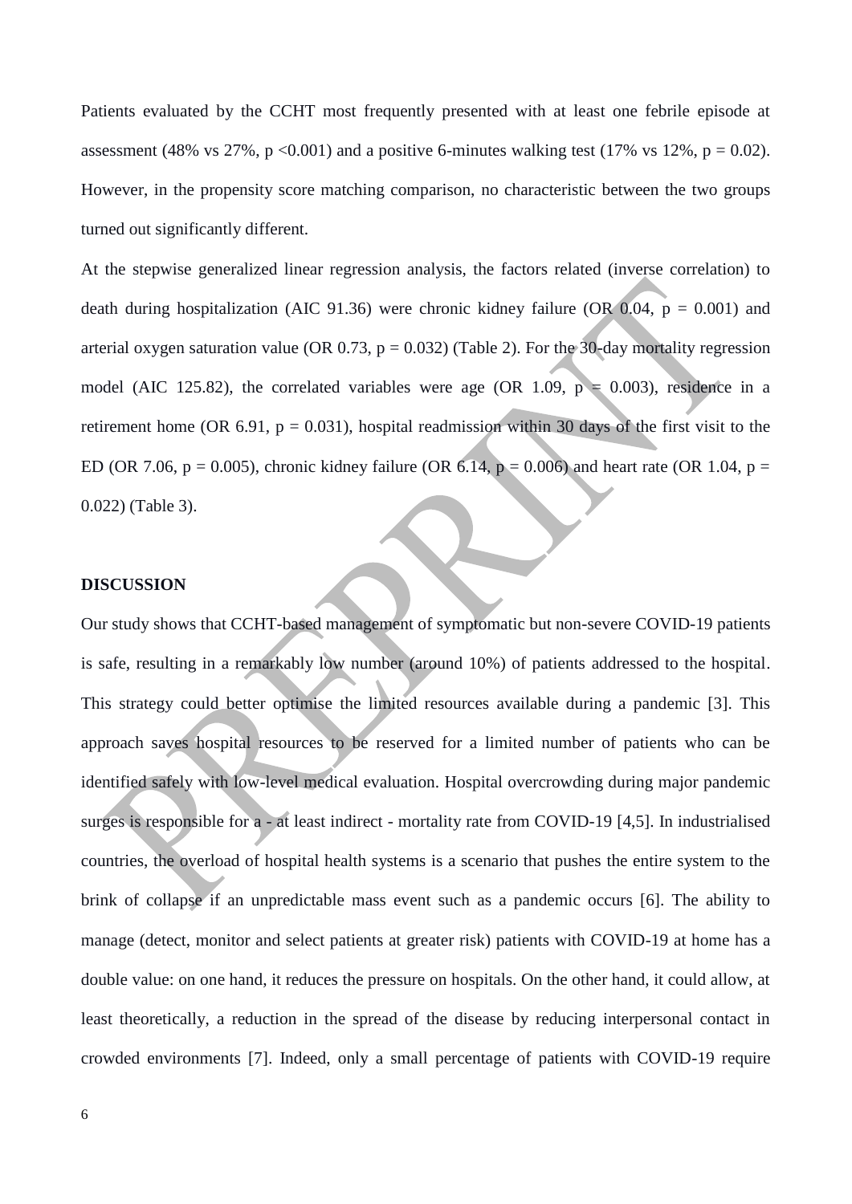Patients evaluated by the CCHT most frequently presented with at least one febrile episode at assessment (48% vs 27%, $p < 0.001$) and a positive 6-minutes walking test (17% vs 12%, $p = 0.02$). However, in the propensity score matching comparison, no characteristic between the two groups turned out significantly different.

At the stepwise generalized linear regression analysis, the factors related (inverse correlation) to death during hospitalization (AIC 91.36) were chronic kidney failure (OR 0.04, $p = 0.001$) and arterial oxygen saturation value (OR 0.73, $p = 0.032$) (Table 2). For the 30-day mortality regression model (AIC 125.82), the correlated variables were age (OR 1.09, $p = 0.003$), residence in a retirement home (OR 6.91, $p = 0.031$), hospital readmission within 30 days of the first visit to the ED (OR 7.06, $p = 0.005$), chronic kidney failure (OR 6.14, $p = 0.006$) and heart rate (OR 1.04, $p = 0.022$) (Table 3).

## DISCUSSION

Our study shows that CCHT-based management of symptomatic but non-severe COVID-19 patients is safe, resulting in a remarkably low number (around 10%) of patients addressed to the hospital. This strategy could better optimise the limited resources available during a pandemic [3]. This approach saves hospital resources to be reserved for a limited number of patients who can be identified safely with low-level medical evaluation. Hospital overcrowding during major pandemic surges is responsible for a - at least indirect - mortality rate from COVID-19 [4,5]. In industrialised countries, the overload of hospital health systems is a scenario that pushes the entire system to the brink of collapse if an unpredictable mass event such as a pandemic occurs [6]. The ability to manage (detect, monitor and select patients at greater risk) patients with COVID-19 at home has a double value: on one hand, it reduces the pressure on hospitals. On the other hand, it could allow, at least theoretically, a reduction in the spread of the disease by reducing interpersonal contact in crowded environments [7]. Indeed, only a small percentage of patients with COVID-19 require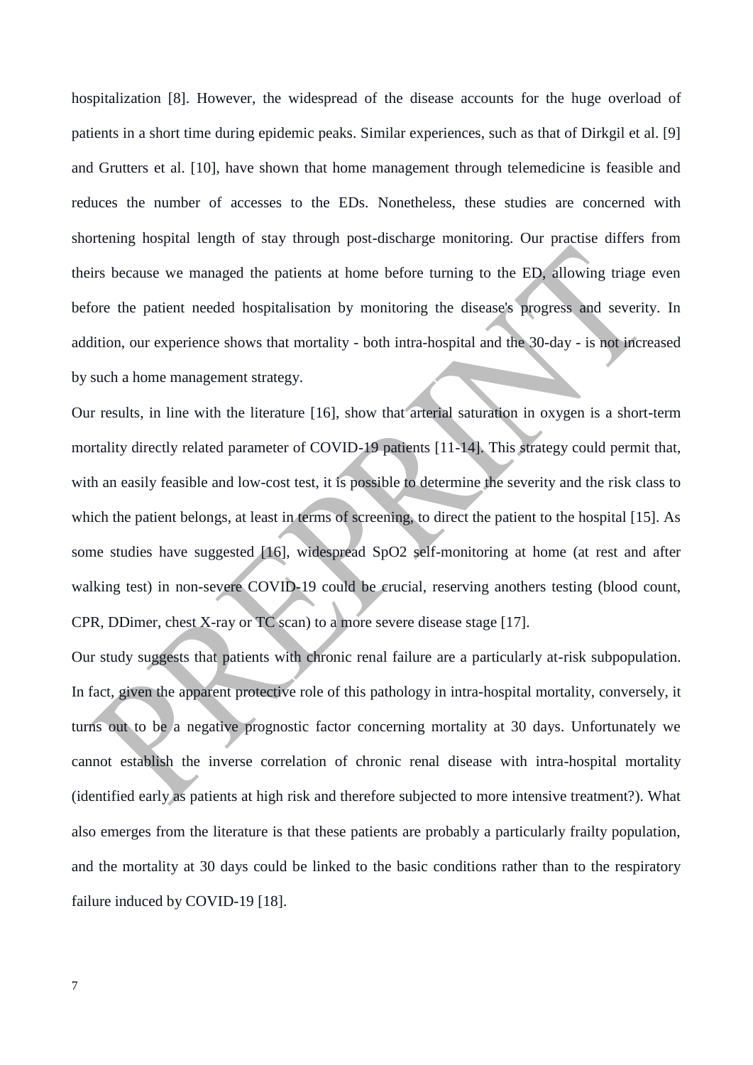hospitalization [8]. However, the widespread of the disease accounts for the huge overload of patients in a short time during epidemic peaks. Similar experiences, such as that of Dirkgil et al. [9] and Grutters et al. [10], have shown that home management through telemedicine is feasible and reduces the number of accesses to the EDs. Nonetheless, these studies are concerned with shortening hospital length of stay through post-discharge monitoring. Our practise differs from theirs because we managed the patients at home before turning to the ED, allowing triage even before the patient needed hospitalisation by monitoring the disease's progress and severity. In addition, our experience shows that mortality - both intra-hospital and the 30-day - is not increased by such a home management strategy.

Our results, in line with the literature [16], show that arterial saturation in oxygen is a short-term mortality directly related parameter of COVID-19 patients [11-14]. This strategy could permit that, with an easily feasible and low-cost test, it is possible to determine the severity and the risk class to which the patient belongs, at least in terms of screening, to direct the patient to the hospital [15]. As some studies have suggested [16], widespread SpO2 self-monitoring at home (at rest and after walking test) in non-severe COVID-19 could be crucial, reserving anothers testing (blood count, CPR, DDimer, chest X-ray or TC scan) to a more severe disease stage [17].

Our study suggests that patients with chronic renal failure are a particularly at-risk subpopulation. In fact, given the apparent protective role of this pathology in intra-hospital mortality, conversely, it turns out to be a negative prognostic factor concerning mortality at 30 days. Unfortunately we cannot establish the inverse correlation of chronic renal disease with intra-hospital mortality (identified early as patients at high risk and therefore subjected to more intensive treatment?). What also emerges from the literature is that these patients are probably a particularly frailty population, and the mortality at 30 days could be linked to the basic conditions rather than to the respiratory failure induced by COVID-19 [18].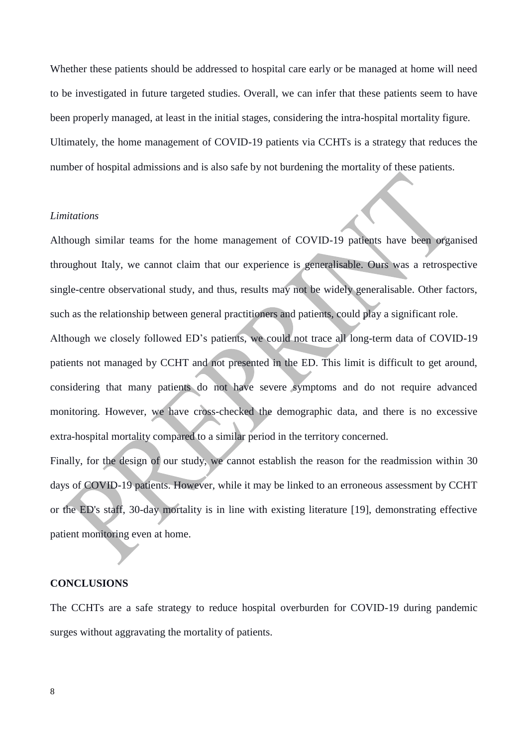Whether these patients should be addressed to hospital care early or be managed at home will need to be investigated in future targeted studies. Overall, we can infer that these patients seem to have been properly managed, at least in the initial stages, considering the intra-hospital mortality figure. Ultimately, the home management of COVID-19 patients via CCHTs is a strategy that reduces the number of hospital admissions and is also safe by not burdening the mortality of these patients.

*Limitations*

Although similar teams for the home management of COVID-19 patients have been organised throughout Italy, we cannot claim that our experience is generalisable. Ours was a retrospective single-centre observational study, and thus, results may not be widely generalisable. Other factors, such as the relationship between general practitioners and patients, could play a significant role.

Although we closely followed ED's patients, we could not trace all long-term data of COVID-19 patients not managed by CCHT and not presented in the ED. This limit is difficult to get around, considering that many patients do not have severe symptoms and do not require advanced monitoring. However, we have cross-checked the demographic data, and there is no excessive extra-hospital mortality compared to a similar period in the territory concerned.

Finally, for the design of our study, we cannot establish the reason for the readmission within 30 days of COVID-19 patients. However, while it may be linked to an erroneous assessment by CCHT or the ED's staff, 30-day mortality is in line with existing literature [19], demonstrating effective patient monitoring even at home.

## CONCLUSIONS

The CCHTs are a safe strategy to reduce hospital overburden for COVID-19 during pandemic surges without aggravating the mortality of patients.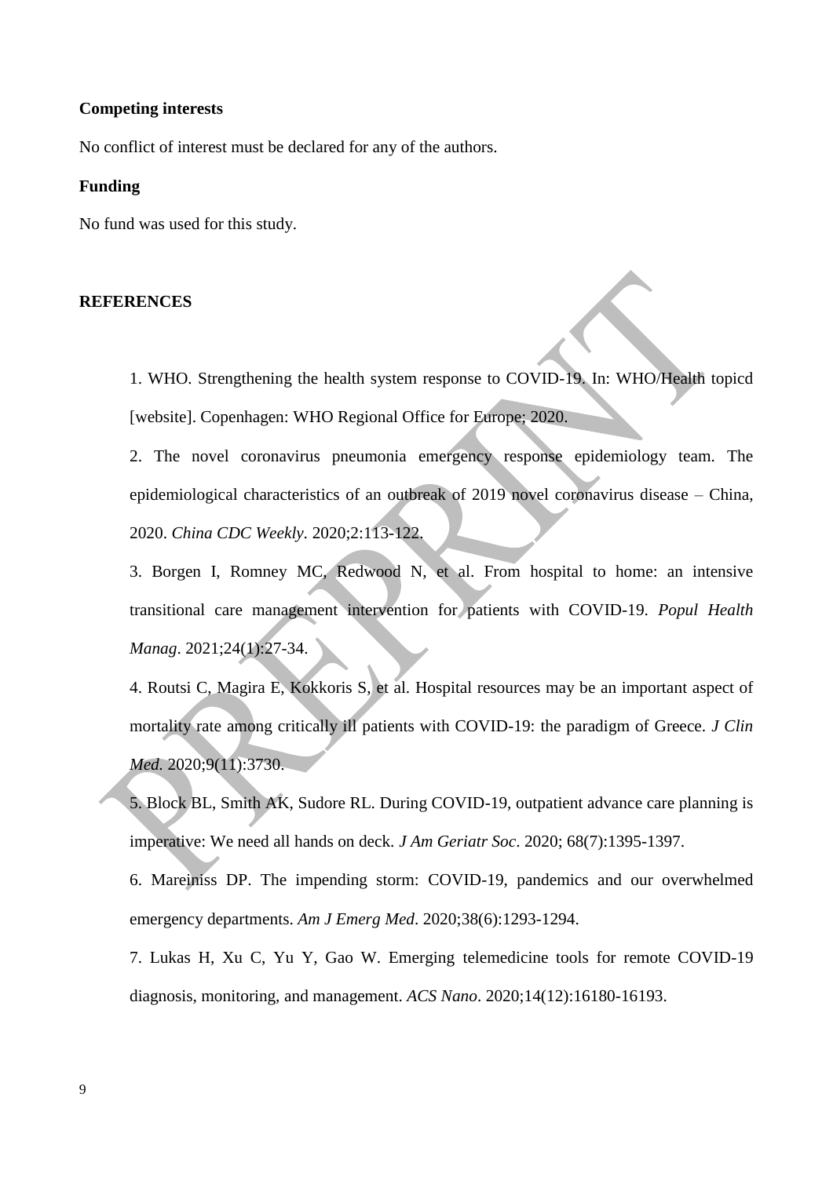**Competing interests**

No conflict of interest must be declared for any of the authors.

**Funding**

No fund was used for this study.

**REFERENCES**

1. WHO. Strengthening the health system response to COVID-19. In: WHO/Health topicd [website]. Copenhagen: WHO Regional Office for Europe; 2020.

2. The novel coronavirus pneumonia emergency response epidemiology team. The epidemiological characteristics of an outbreak of 2019 novel coronavirus disease – China, 2020. *China CDC Weekly*. 2020;2:113-122.

3. Borgen I, Romney MC, Redwood N, et al. From hospital to home: an intensive transitional care management intervention for patients with COVID-19. *Popul Health Manag*. 2021;24(1):27-34.

4. Routsi C, Magira E, Kokkoris S, et al. Hospital resources may be an important aspect of mortality rate among critically ill patients with COVID-19: the paradigm of Greece. *J Clin Med*. 2020;9(11):3730.

5. Block BL, Smith AK, Sudore RL. During COVID-19, outpatient advance care planning is imperative: We need all hands on deck. *J Am Geriatr Soc*. 2020; 68(7):1395-1397.

6. Mareiniss DP. The impending storm: COVID-19, pandemics and our overwhelmed emergency departments. *Am J Emerg Med*. 2020;38(6):1293-1294.

7. Lukas H, Xu C, Yu Y, Gao W. Emerging telemedicine tools for remote COVID-19 diagnosis, monitoring, and management. *ACS Nano*. 2020;14(12):16180-16193.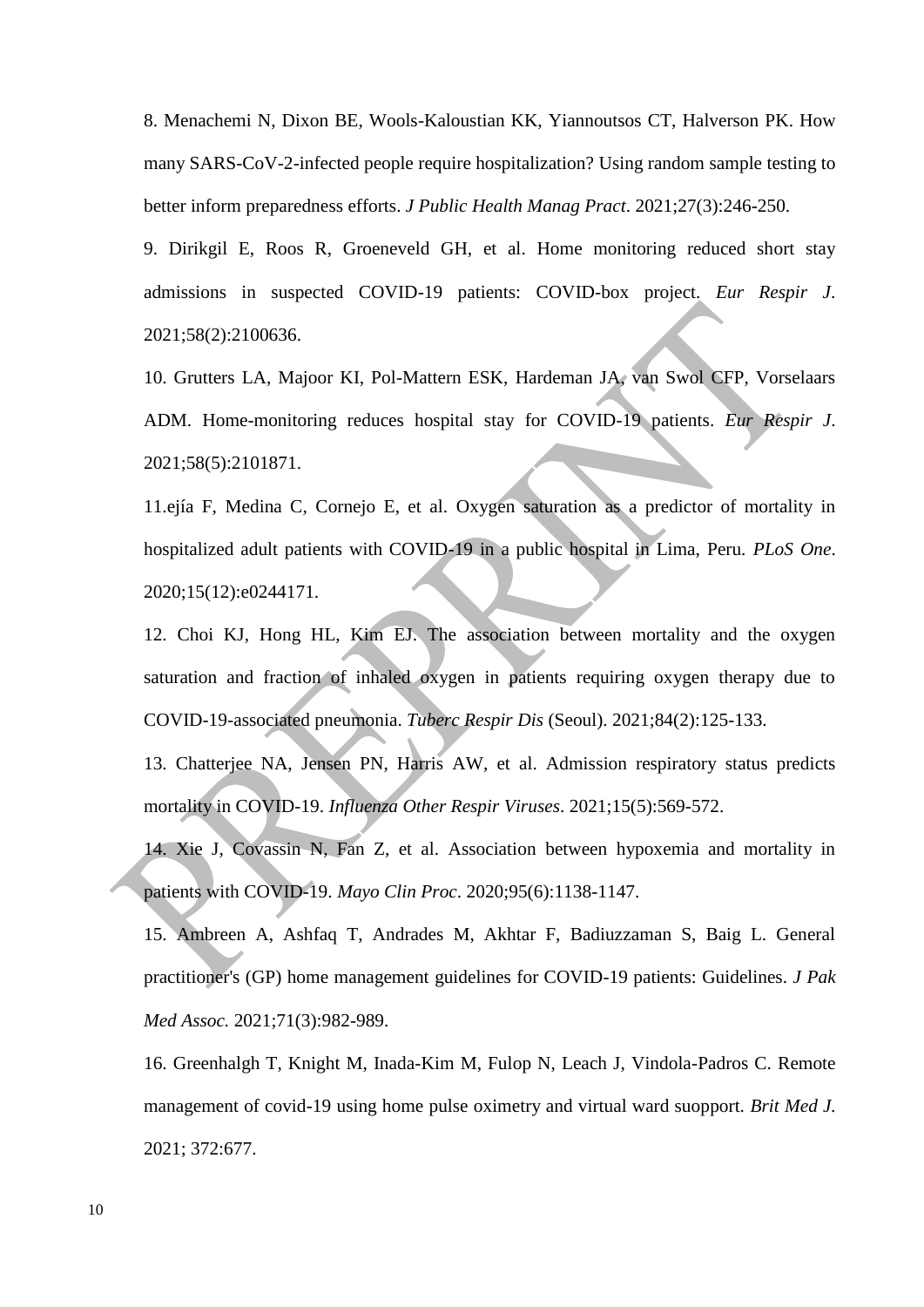8. Menachemi N, Dixon BE, Wools-Kaloustian KK, Yiannoutsos CT, Halverson PK. How many SARS-CoV-2-infected people require hospitalization? Using random sample testing to better inform preparedness efforts. *J Public Health Manag Pract*. 2021;27(3):246-250.

9. Dirikgil E, Roos R, Groeneveld GH, et al. Home monitoring reduced short stay admissions in suspected COVID-19 patients: COVID-box project. *Eur Respir J*. 2021;58(2):2100636.

10. Grutters LA, Majoor KI, Pol-Mattern ESK, Hardeman JA, van Swol CFP, Vorselaars ADM. Home-monitoring reduces hospital stay for COVID-19 patients. *Eur Respir J*. 2021;58(5):2101871.

11.ejía F, Medina C, Cornejo E, et al. Oxygen saturation as a predictor of mortality in hospitalized adult patients with COVID-19 in a public hospital in Lima, Peru. *PLoS One*. 2020;15(12):e0244171.

12. Choi KJ, Hong HL, Kim EJ. The association between mortality and the oxygen saturation and fraction of inhaled oxygen in patients requiring oxygen therapy due to COVID-19-associated pneumonia. *Tuberc Respir Dis* (Seoul). 2021;84(2):125-133.

13. Chatterjee NA, Jensen PN, Harris AW, et al. Admission respiratory status predicts mortality in COVID-19. *Influenza Other Respir Viruses*. 2021;15(5):569-572.

14. Xie J, Covassin N, Fan Z, et al. Association between hypoxemia and mortality in patients with COVID-19. *Mayo Clin Proc*. 2020;95(6):1138-1147.

15. Ambreen A, Ashfaq T, Andrades M, Akhtar F, Badiuzzaman S, Baig L. General practitioner's (GP) home management guidelines for COVID-19 patients: Guidelines. *J Pak Med Assoc*. 2021;71(3):982-989.

16. Greenhalgh T, Knight M, Inada-Kim M, Fulop N, Leach J, Vindola-Padros C. Remote management of covid-19 using home pulse oximetry and virtual ward suopport. *Brit Med J*. 2021; 372:677.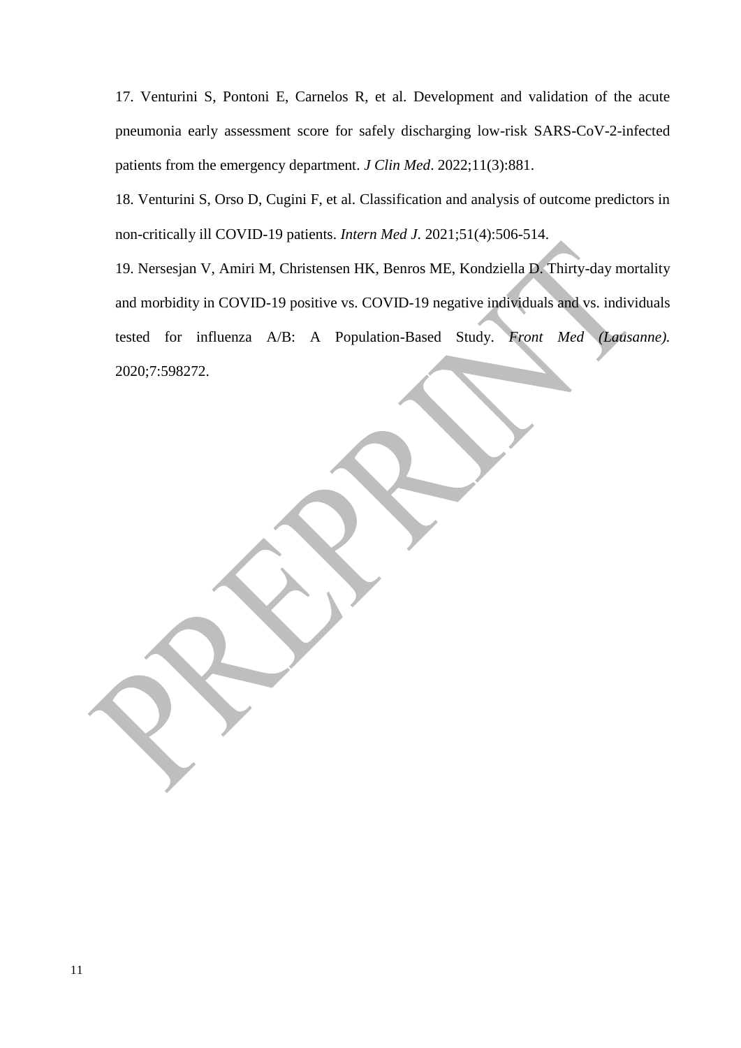17. Venturini S, Pontoni E, Carnelos R, et al. Development and validation of the acute pneumonia early assessment score for safely discharging low-risk SARS-CoV-2-infected patients from the emergency department. *J Clin Med*. 2022;11(3):881.

18. Venturini S, Orso D, Cugini F, et al. Classification and analysis of outcome predictors in non-critically ill COVID-19 patients. *Intern Med J*. 2021;51(4):506-514.

19. Nersesjan V, Amiri M, Christensen HK, Benros ME, Kondziella D. Thirty-day mortality and morbidity in COVID-19 positive vs. COVID-19 negative individuals and vs. individuals tested for influenza A/B: A Population-Based Study. *Front Med (Lausanne)*. 2020;7:598272.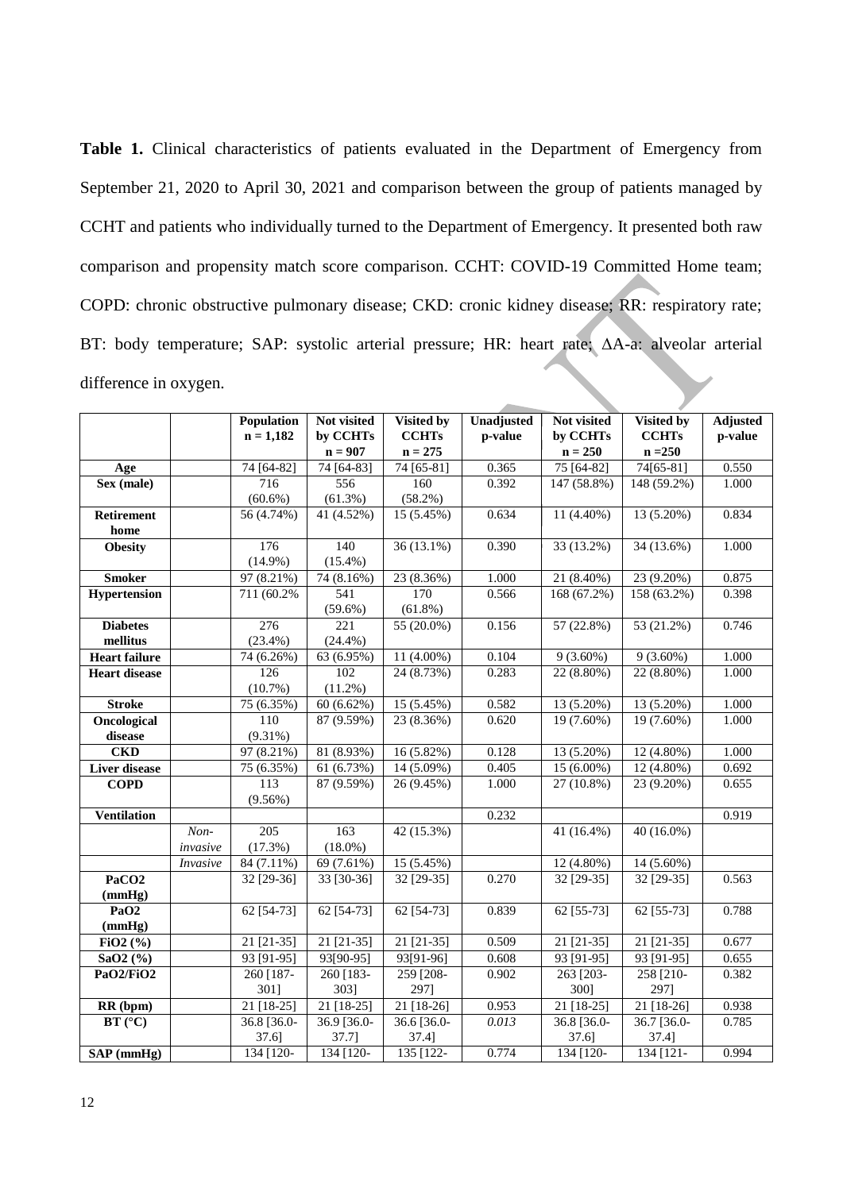**Table 1.** Clinical characteristics of patients evaluated in the Department of Emergency from September 21, 2020 to April 30, 2021 and comparison between the group of patients managed by CCHT and patients who individually turned to the Department of Emergency. It presented both raw comparison and propensity match score comparison. CCHT: COVID-19 Committed Home team; COPD: chronic obstructive pulmonary disease; CKD: cronic kidney disease; RR: respiratory rate; BT: body temperature; SAP: systolic arterial pressure; HR: heart rate; ΔA-a: alveolar arterial difference in oxygen.

| | | Population n = 1,182 | Not visited by CCHTs n = 907 | Visited by CCHTs n = 275 | Unadjusted p-value | Not visited by CCHTs n = 250 | Visited by CCHTs n =250 | Adjusted p-value |
|---|---|---|---|---|---|---|---|---|
| **Age** | | 74 [64-82] | 74 [64-83] | 74 [65-81] | 0.365 | 75 [64-82] | 74[65-81] | 0.550 |
| **Sex (male)** | | 716 (60.6%) | 556 (61.3%) | 160 (58.2%) | 0.392 | 147 (58.8%) | 148 (59.2%) | 1.000 |
| **Retirement home** | | 56 (4.74%) | 41 (4.52%) | 15 (5.45%) | 0.634 | 11 (4.40%) | 13 (5.20%) | 0.834 |
| **Obesity** | | 176 (14.9%) | 140 (15.4%) | 36 (13.1%) | 0.390 | 33 (13.2%) | 34 (13.6%) | 1.000 |
| **Smoker** | | 97 (8.21%) | 74 (8.16%) | 23 (8.36%) | 1.000 | 21 (8.40%) | 23 (9.20%) | 0.875 |
| **Hypertension** | | 711 (60.2% | 541 (59.6%) | 170 (61.8%) | 0.566 | 168 (67.2%) | 158 (63.2%) | 0.398 |
| **Diabetes mellitus** | | 276 (23.4%) | 221 (24.4%) | 55 (20.0%) | 0.156 | 57 (22.8%) | 53 (21.2%) | 0.746 |
| **Heart failure** | | 74 (6.26%) | 63 (6.95%) | 11 (4.00%) | 0.104 | 9 (3.60%) | 9 (3.60%) | 1.000 |
| **Heart disease** | | 126 (10.7%) | 102 (11.2%) | 24 (8.73%) | 0.283 | 22 (8.80%) | 22 (8.80%) | 1.000 |
| **Stroke** | | 75 (6.35%) | 60 (6.62%) | 15 (5.45%) | 0.582 | 13 (5.20%) | 13 (5.20%) | 1.000 |
| **Oncological disease** | | 110 (9.31%) | 87 (9.59%) | 23 (8.36%) | 0.620 | 19 (7.60%) | 19 (7.60%) | 1.000 |
| **CKD** | | 97 (8.21%) | 81 (8.93%) | 16 (5.82%) | 0.128 | 13 (5.20%) | 12 (4.80%) | 1.000 |
| **Liver disease** | | 75 (6.35%) | 61 (6.73%) | 14 (5.09%) | 0.405 | 15 (6.00%) | 12 (4.80%) | 0.692 |
| **COPD** | | 113 (9.56%) | 87 (9.59%) | 26 (9.45%) | 1.000 | 27 (10.8%) | 23 (9.20%) | 0.655 |
| **Ventilation** | | | | | 0.232 | | | 0.919 |
| | *Non-invasive* | 205 (17.3%) | 163 (18.0%) | 42 (15.3%) | | 41 (16.4%) | 40 (16.0%) | |
| | *Invasive* | 84 (7.11%) | 69 (7.61%) | 15 (5.45%) | | 12 (4.80%) | 14 (5.60%) | |
| **$PaCO_2$ (mmHg)** | | 32 [29-36] | 33 [30-36] | 32 [29-35] | 0.270 | 32 [29-35] | 32 [29-35] | 0.563 |
| **$PaO_2$ (mmHg)** | | 62 [54-73] | 62 [54-73] | 62 [54-73] | 0.839 | 62 [55-73] | 62 [55-73] | 0.788 |
| **$FiO_2$ (%)** | | 21 [21-35] | 21 [21-35] | 21 [21-35] | 0.509 | 21 [21-35] | 21 [21-35] | 0.677 |
| **$SaO_2$ (%)** | | 93 [91-95] | 93[90-95] | 93[91-96] | 0.608 | 93 [91-95] | 93 [91-95] | 0.655 |
| **$PaO_2/FiO_2$** | | 260 [187-301] | 260 [183-303] | 259 [208-297] | 0.902 | 263 [203-300] | 258 [210-297] | 0.382 |
| **RR (bpm)** | | 21 [18-25] | 21 [18-25] | 21 [18-26] | 0.953 | 21 [18-25] | 21 [18-26] | 0.938 |
| **BT (°C)** | | 36.8 [36.0-37.6] | 36.9 [36.0-37.7] | 36.6 [36.0-37.4] | *0.013* | 36.8 [36.0-37.6] | 36.7 [36.0-37.4] | 0.785 |
| **SAP (mmHg)** | | 134 [120- | 134 [120- | 135 [122- | 0.774 | 134 [120- | 134 [121- | 0.994 |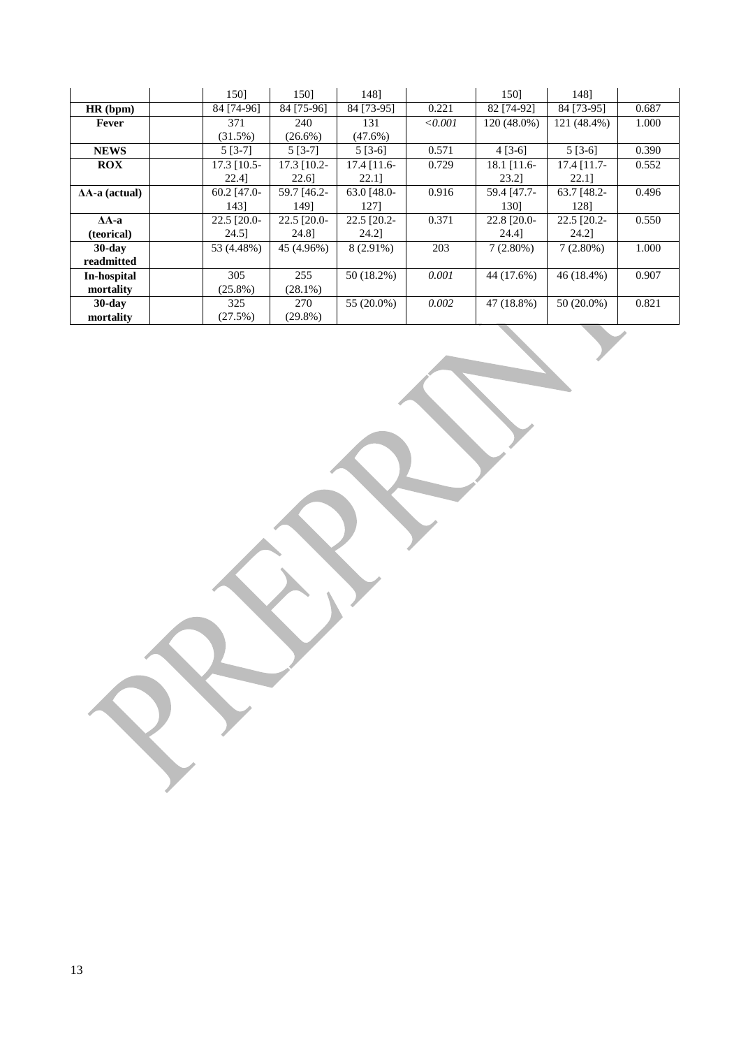| | | 150] | 150] | 148] | | 150] | 148] | |
|---|---|---|---|---|---|---|---|---|
| **HR (bpm)** | | 84 [74-96] | 84 [75-96] | 84 [73-95] | 0.221 | 82 [74-92] | 84 [73-95] | 0.687 |
| **Fever** | | 371 (31.5%) | 240 (26.6%) | 131 (47.6%) | *<0.001* | 120 (48.0%) | 121 (48.4%) | 1.000 |
| **NEWS** | | 5 [3-7] | 5 [3-7] | 5 [3-6] | 0.571 | 4 [3-6] | 5 [3-6] | 0.390 |
| **ROX** | | 17.3 [10.5-22.4] | 17.3 [10.2-22.6] | 17.4 [11.6-22.1] | 0.729 | 18.1 [11.6-23.2] | 17.4 [11.7-22.1] | 0.552 |
| **ΔA-a (actual)** | | 60.2 [47.0-143] | 59.7 [46.2-149] | 63.0 [48.0-127] | 0.916 | 59.4 [47.7-130] | 63.7 [48.2-128] | 0.496 |
| **ΔA-a (teorical)** | | 22.5 [20.0-24.5] | 22.5 [20.0-24.8] | 22.5 [20.2-24.2] | 0.371 | 22.8 [20.0-24.4] | 22.5 [20.2-24.2] | 0.550 |
| **30-day readmitted** | | 53 (4.48%) | 45 (4.96%) | 8 (2.91%) | 203 | 7 (2.80%) | 7 (2.80%) | 1.000 |
| **In-hospital mortality** | | 305 (25.8%) | 255 (28.1%) | 50 (18.2%) | *0.001* | 44 (17.6%) | 46 (18.4%) | 0.907 |
| **30-day mortality** | | 325 (27.5%) | 270 (29.8%) | 55 (20.0%) | *0.002* | 47 (18.8%) | 50 (20.0%) | 0.821 |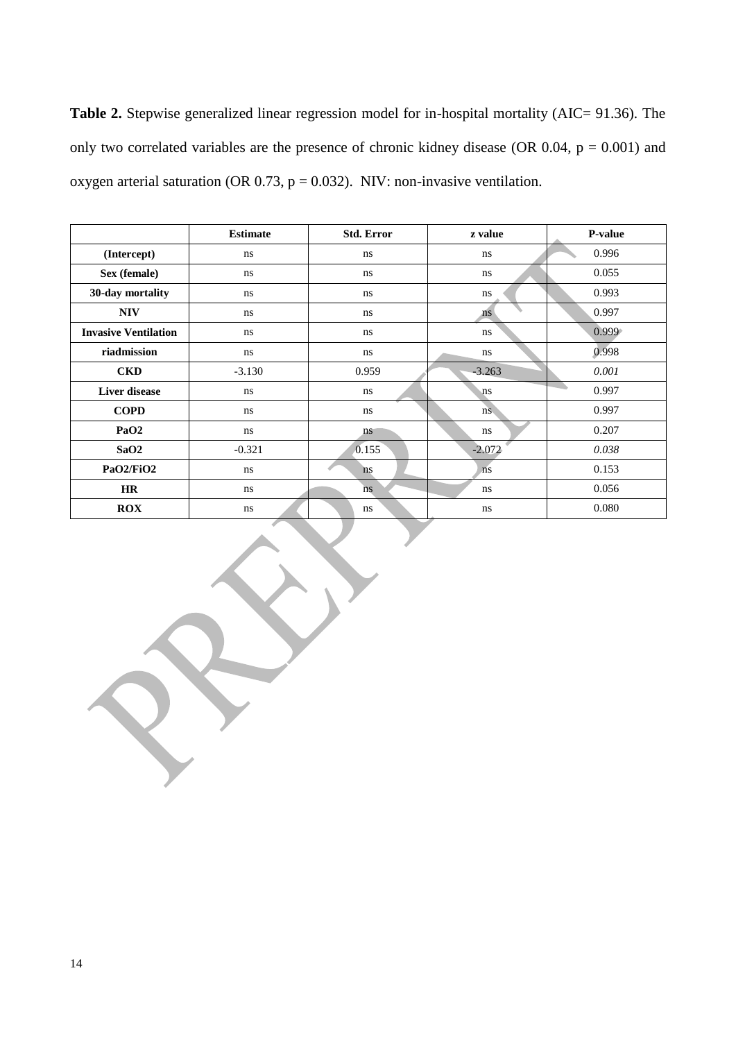**Table 2.** Stepwise generalized linear regression model for in-hospital mortality (AIC= 91.36). The only two correlated variables are the presence of chronic kidney disease (OR 0.04, $p = 0.001$) and oxygen arterial saturation (OR 0.73, $p = 0.032$). NIV: non-invasive ventilation.

| | **Estimate** | **Std. Error** | **z value** | **P-value** |
|---|---|---|---|---|
| **(Intercept)** | ns | ns | ns | 0.996 |
| **Sex (female)** | ns | ns | ns | 0.055 |
| **30-day mortality** | ns | ns | ns | 0.993 |
| **NIV** | ns | ns | ns | 0.997 |
| **Invasive Ventilation** | ns | ns | ns | 0.999 |
| **riadmission** | ns | ns | ns | 0.998 |
| **CKD** | -3.130 | 0.959 | -3.263 | *0.001* |
| **Liver disease** | ns | ns | ns | 0.997 |
| **COPD** | ns | ns | ns | 0.997 |
| **PaO2** | ns | ns | ns | 0.207 |
| **SaO2** | -0.321 | 0.155 | -2.072 | *0.038* |
| **PaO2/FiO2** | ns | ns | ns | 0.153 |
| **HR** | ns | ns | ns | 0.056 |
| **ROX** | ns | ns | ns | 0.080 |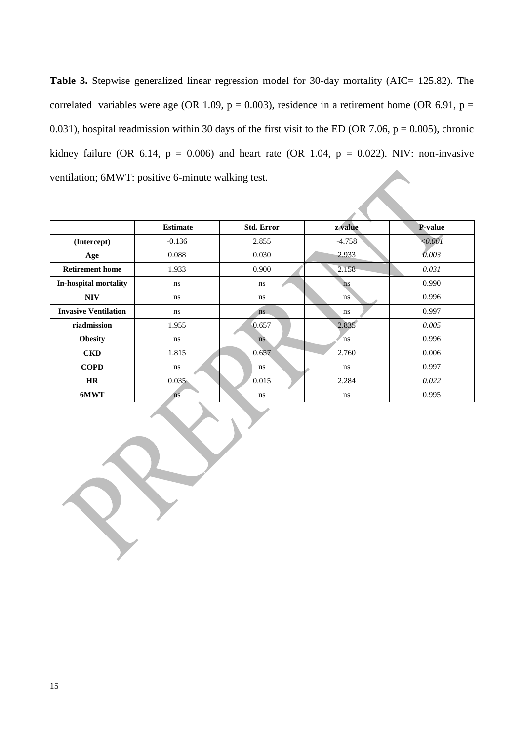**Table 3.** Stepwise generalized linear regression model for 30-day mortality (AIC= 125.82). The correlated variables were age (OR 1.09, p = 0.003), residence in a retirement home (OR 6.91, p = 0.031), hospital readmission within 30 days of the first visit to the ED (OR 7.06, p = 0.005), chronic kidney failure (OR 6.14, p = 0.006) and heart rate (OR 1.04, p = 0.022). NIV: non-invasive ventilation; 6MWT: positive 6-minute walking test.

| | **Estimate** | **Std. Error** | **z value** | **P-value** |
|---|---|---|---|---|
| **(Intercept)** | -0.136 | 2.855 | -4.758 | *<0.001* |
| **Age** | 0.088 | 0.030 | 2.933 | *0.003* |
| **Retirement home** | 1.933 | 0.900 | 2.158 | *0.031* |
| **In-hospital mortality** | ns | ns | ns | 0.990 |
| **NIV** | ns | ns | ns | 0.996 |
| **Invasive Ventilation** | ns | ns | ns | 0.997 |
| **riadmission** | 1.955 | 0.657 | 2.835 | *0.005* |
| **Obesity** | ns | ns | ns | 0.996 |
| **CKD** | 1.815 | 0.657 | 2.760 | 0.006 |
| **COPD** | ns | ns | ns | 0.997 |
| **HR** | 0.035 | 0.015 | 2.284 | *0.022* |
| **6MWT** | ns | ns | ns | 0.995 |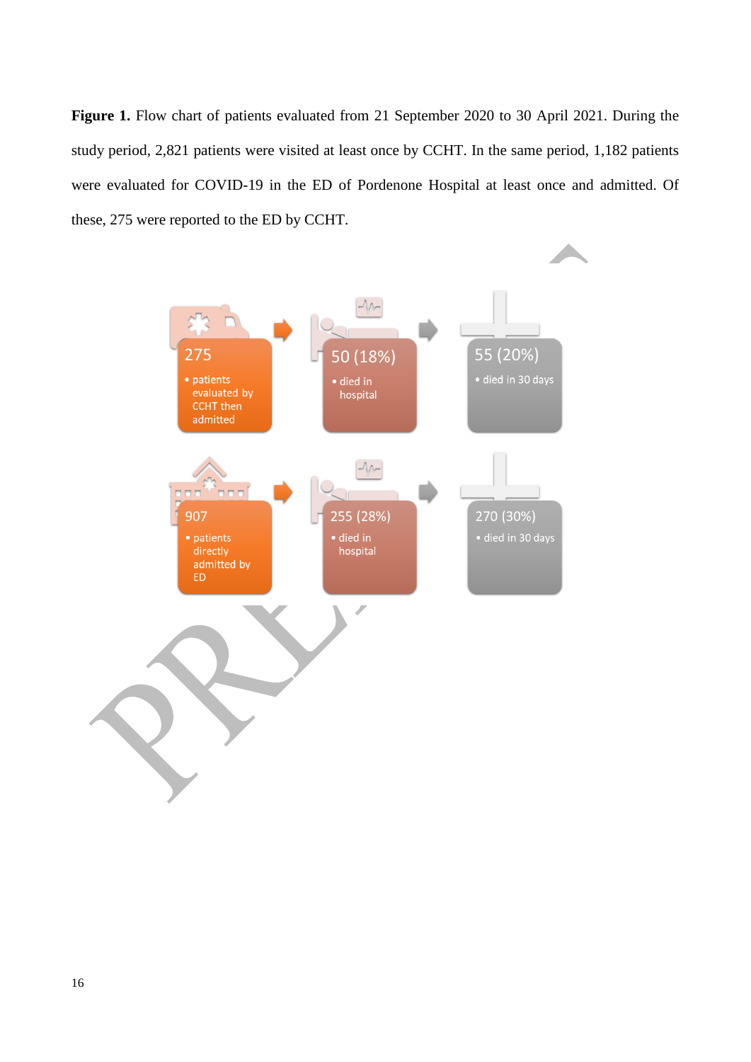**Figure 1.** Flow chart of patients evaluated from 21 September 2020 to 30 April 2021. During the study period, 2,821 patients were visited at least once by CCHT. In the same period, 1,182 patients were evaluated for COVID-19 in the ED of Pordenone Hospital at least once and admitted. Of these, 275 were reported to the ED by CCHT.

275
- patients evaluated by CCHT then admitted

50 (18%)
- died in hospital

55 (20%)
- died in 30 days

907
- patients directly admitted by ED

255 (28%)
- died in hospital

270 (30%)
- died in 30 days